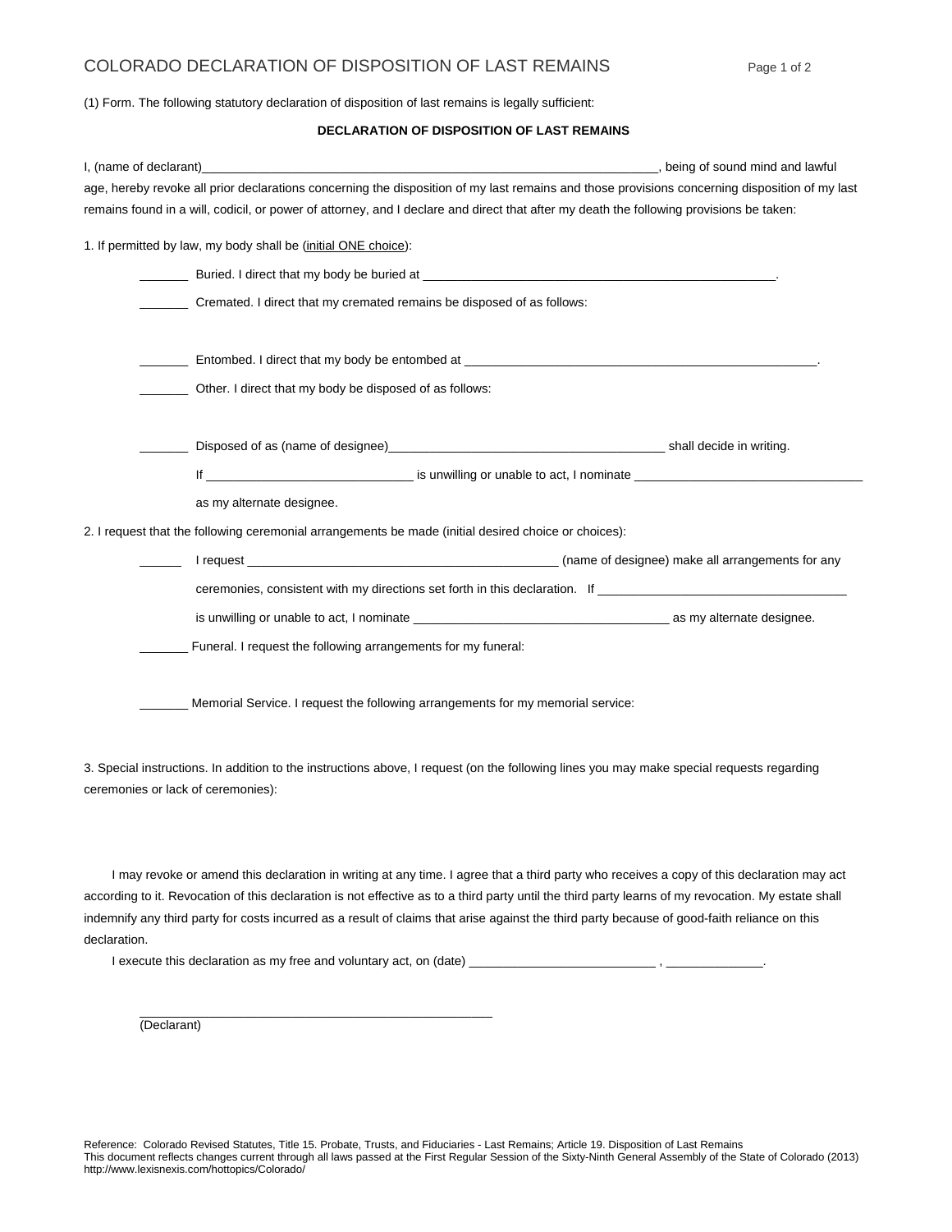# COLORADO DECLARATION OF DISPOSITION OF LAST REMAINS

(1) Form. The following statutory declaration of disposition of last remains is legally sufficient:

**DECLARATION OF DISPOSITION OF LAST REMAINS**

I, (name of declarant)\_\_\_\_\_\_\_\_\_\_\_\_\_\_\_\_\_\_\_\_\_\_\_\_\_\_\_\_\_\_\_\_\_\_\_\_\_\_\_\_\_\_\_\_\_\_\_\_\_\_\_\_\_\_\_\_\_\_\_\_, being of sound mind and lawful age, hereby revoke all prior declarations concerning the disposition of my last remains and those provisions concerning disposition of my last remains found in a will, codicil, or power of attorney, and I declare and direct that after my death the following provisions be taken:

1. If permitted by law, my body shall be (initial ONE choice):

\_\_\_\_\_\_\_ Buried. I direct that my body be buried at \_\_\_\_\_\_\_\_\_\_\_\_\_\_\_\_\_\_\_\_\_\_\_\_\_\_\_\_\_\_\_\_\_\_\_\_\_\_\_\_\_\_\_\_\_\_\_\_\_\_.

\_\_\_\_\_\_\_ Cremated. I direct that my cremated remains be disposed of as follows:

\_\_\_\_\_\_\_ Entombed. I direct that my body be entombed at \_\_\_\_\_\_\_\_\_\_\_\_\_\_\_\_\_\_\_\_\_\_\_\_\_\_\_\_\_\_\_\_\_\_\_\_\_\_\_\_\_\_\_\_\_\_\_\_\_\_.

\_\_\_\_\_\_\_ Other. I direct that my body be disposed of as follows:

\_\_\_\_\_\_\_ Disposed of as (name of designee)\_\_\_\_\_\_\_\_\_\_\_\_\_\_\_\_\_\_\_\_\_\_\_\_\_\_\_\_\_\_\_\_\_\_\_\_\_\_\_\_ shall decide in writing.

If \_\_\_\_\_\_\_\_\_\_\_\_\_\_\_\_\_\_\_\_\_\_\_\_\_\_\_\_\_\_ is unwilling or unable to act, I nominate \_\_\_\_\_\_\_\_\_\_\_\_\_\_\_\_\_\_\_\_\_\_\_\_\_\_\_\_\_\_\_\_\_ as my alternate designee.

2. I request that the following ceremonial arrangements be made (initial desired choice or choices):

\_\_\_\_\_\_\_ I request \_\_\_\_\_\_\_\_\_\_\_\_\_\_\_\_\_\_\_\_\_\_\_\_\_\_\_\_\_\_\_\_\_\_\_\_\_\_\_\_\_\_\_\_\_ (name of designee) make all arrangements for any ceremonies, consistent with my directions set forth in this declaration. If \_\_\_\_\_\_\_\_\_\_\_\_\_\_\_\_\_\_\_\_\_\_\_\_\_\_\_\_\_\_\_\_\_\_\_ is unwilling or unable to act, I nominate \_\_\_\_\_\_\_\_\_\_\_\_\_\_\_\_\_\_\_\_\_\_\_\_\_\_\_\_\_\_\_\_\_\_\_\_\_ as my alternate designee.

\_\_\_\_\_\_\_ Funeral. I request the following arrangements for my funeral:

\_\_\_\_\_\_\_ Memorial Service. I request the following arrangements for my memorial service:

3. Special instructions. In addition to the instructions above, I request (on the following lines you may make special requests regarding ceremonies or lack of ceremonies):

I may revoke or amend this declaration in writing at any time. I agree that a third party who receives a copy of this declaration may act according to it. Revocation of this declaration is not effective as to a third party until the third party learns of my revocation. My estate shall indemnify any third party for costs incurred as a result of claims that arise against the third party because of good-faith reliance on this declaration.

I execute this declaration as my free and voluntary act, on (date) \_\_\_\_\_\_\_\_\_\_\_\_\_\_\_\_\_\_\_\_\_\_\_\_\_\_ , \_\_\_\_\_\_\_\_\_\_\_\_\_\_.

\_\_\_\_\_\_\_\_\_\_\_\_\_\_\_\_\_\_\_\_\_\_\_\_\_\_\_\_\_\_\_\_\_\_\_\_\_\_\_\_\_\_\_\_\_\_\_\_
(Declarant)

Reference: Colorado Revised Statutes, Title 15. Probate, Trusts, and Fiduciaries - Last Remains; Article 19. Disposition of Last Remains
This document reflects changes current through all laws passed at the First Regular Session of the Sixty-Ninth General Assembly of the State of Colorado (2013)
http://www.lexisnexis.com/hottopics/Colorado/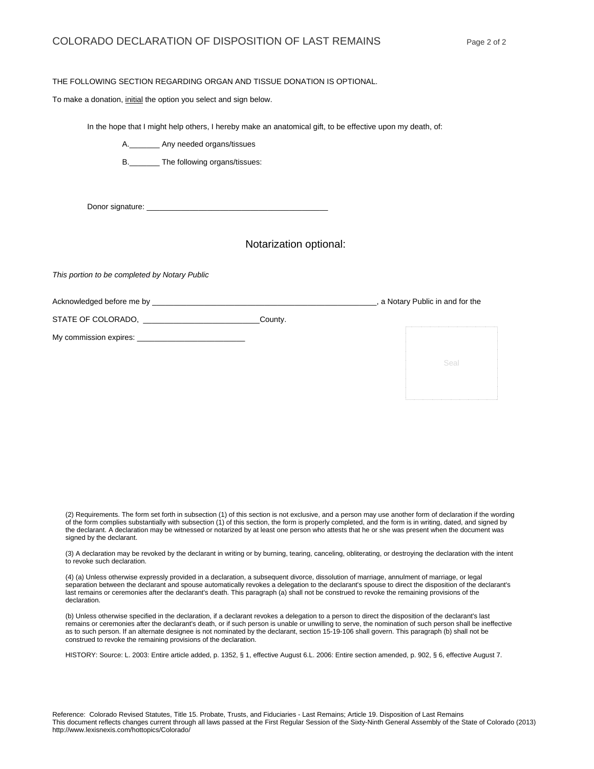THE FOLLOWING SECTION REGARDING ORGAN AND TISSUE DONATION IS OPTIONAL.

To make a donation, initial the option you select and sign below.

In the hope that I might help others, I hereby make an anatomical gift, to be effective upon my death, of:

A.\_\_\_\_\_\_\_ Any needed organs/tissues

B.\_\_\_\_\_\_\_ The following organs/tissues:

Donor signature: \_\_\_\_\_\_\_\_\_\_\_\_\_\_\_\_\_\_\_\_\_\_\_\_\_\_\_\_\_\_\_\_\_\_\_\_\_\_\_\_

## Notarization optional:

*This portion to be completed by Notary Public*

Acknowledged before me by \_\_\_\_\_\_\_\_\_\_\_\_\_\_\_\_\_\_\_\_\_\_\_\_\_\_\_\_\_\_\_\_\_\_\_\_\_\_\_\_\_\_\_\_\_\_\_\_\_\_, a Notary Public in and for the

STATE OF COLORADO, \_\_\_\_\_\_\_\_\_\_\_\_\_\_\_\_\_\_\_\_\_\_\_\_\_\_\_County.

My commission expires: \_\_\_\_\_\_\_\_\_\_\_\_\_\_\_\_\_\_\_\_\_\_\_\_\_

Seal

(2) Requirements. The form set forth in subsection (1) of this section is not exclusive, and a person may use another form of declaration if the wording of the form complies substantially with subsection (1) of this section, the form is properly completed, and the form is in writing, dated, and signed by the declarant. A declaration may be witnessed or notarized by at least one person who attests that he or she was present when the document was signed by the declarant.

(3) A declaration may be revoked by the declarant in writing or by burning, tearing, canceling, obliterating, or destroying the declaration with the intent to revoke such declaration.

(4) (a) Unless otherwise expressly provided in a declaration, a subsequent divorce, dissolution of marriage, annulment of marriage, or legal separation between the declarant and spouse automatically revokes a delegation to the declarant's spouse to direct the disposition of the declarant's last remains or ceremonies after the declarant's death. This paragraph (a) shall not be construed to revoke the remaining provisions of the declaration.

(b) Unless otherwise specified in the declaration, if a declarant revokes a delegation to a person to direct the disposition of the declarant's last remains or ceremonies after the declarant's death, or if such person is unable or unwilling to serve, the nomination of such person shall be ineffective as to such person. If an alternate designee is not nominated by the declarant, section 15-19-106 shall govern. This paragraph (b) shall not be construed to revoke the remaining provisions of the declaration.

HISTORY: Source: L. 2003: Entire article added, p. 1352, § 1, effective August 6.L. 2006: Entire section amended, p. 902, § 6, effective August 7.

Reference: Colorado Revised Statutes, Title 15. Probate, Trusts, and Fiduciaries - Last Remains; Article 19. Disposition of Last Remains
This document reflects changes current through all laws passed at the First Regular Session of the Sixty-Ninth General Assembly of the State of Colorado (2013)
http://www.lexisnexis.com/hottopics/Colorado/